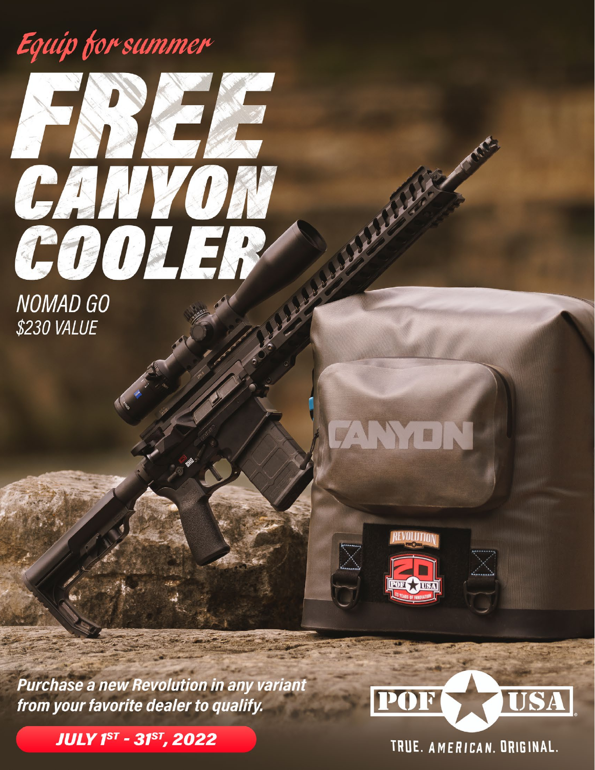*Equip for summer*

# FREE CANYON COOLER

*NOMAD GO*
*$230 VALUE*

***Purchase a new Revolution in any variant from your favorite dealer to qualify.***

***JULY 1ST - 31ST, 2022***

POF USA

TRUE. AMERICAN. ORIGINAL.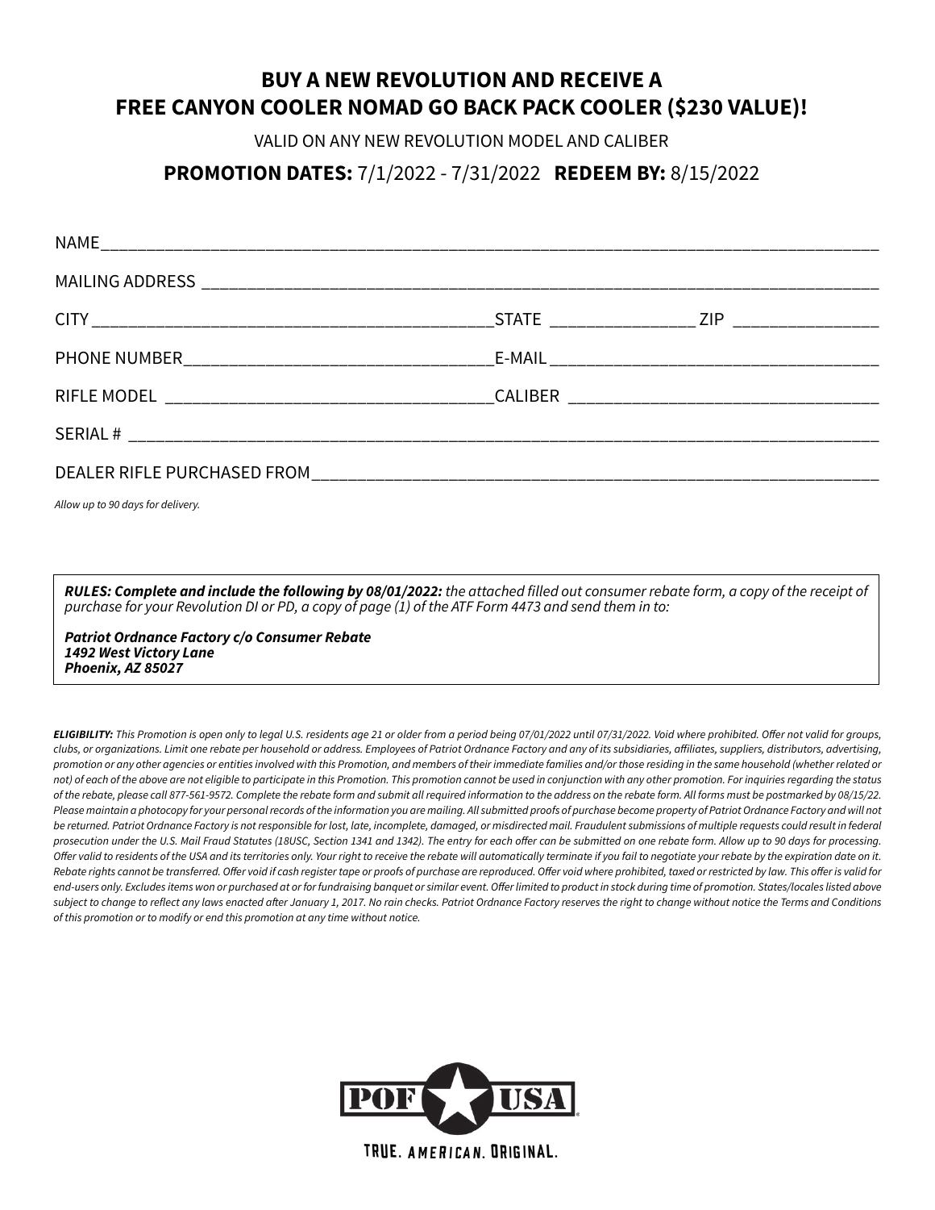# BUY A NEW REVOLUTION AND RECEIVE A FREE CANYON COOLER NOMAD GO BACK PACK COOLER ($230 VALUE)!

VALID ON ANY NEW REVOLUTION MODEL AND CALIBER

**PROMOTION DATES:** 7/1/2022 - 7/31/2022 **REDEEM BY:** 8/15/2022

NAME ___________________________________________________________________________

MAILING ADDRESS ___________________________________________________________________

CITY ___________________________________ STATE ______________ ZIP ______________

PHONE NUMBER ____________________________ E-MAIL ________________________________

RIFLE MODEL ______________________________ CALIBER ________________________________

SERIAL # _________________________________________________________________________

DEALER RIFLE PURCHASED FROM ___________________________________________________

*Allow up to 90 days for delivery.*

***RULES: Complete and include the following by 08/01/2022:*** *the attached filled out consumer rebate form, a copy of the receipt of purchase for your Revolution DI or PD, a copy of page (1) of the ATF Form 4473 and send them in to:*

***Patriot Ordnance Factory c/o Consumer Rebate***
***1492 West Victory Lane***
***Phoenix, AZ 85027***

***ELIGIBILITY:*** *This Promotion is open only to legal U.S. residents age 21 or older from a period being 07/01/2022 until 07/31/2022. Void where prohibited. Offer not valid for groups, clubs, or organizations. Limit one rebate per household or address. Employees of Patriot Ordnance Factory and any of its subsidiaries, affiliates, suppliers, distributors, advertising, promotion or any other agencies or entities involved with this Promotion, and members of their immediate families and/or those residing in the same household (whether related or not) of each of the above are not eligible to participate in this Promotion. This promotion cannot be used in conjunction with any other promotion. For inquiries regarding the status of the rebate, please call 877-561-9572. Complete the rebate form and submit all required information to the address on the rebate form. All forms must be postmarked by 08/15/22. Please maintain a photocopy for your personal records of the information you are mailing. All submitted proofs of purchase become property of Patriot Ordnance Factory and will not be returned. Patriot Ordnance Factory is not responsible for lost, late, incomplete, damaged, or misdirected mail. Fraudulent submissions of multiple requests could result in federal prosecution under the U.S. Mail Fraud Statutes (18USC, Section 1341 and 1342). The entry for each offer can be submitted on one rebate form. Allow up to 90 days for processing. Offer valid to residents of the USA and its territories only. Your right to receive the rebate will automatically terminate if you fail to negotiate your rebate by the expiration date on it. Rebate rights cannot be transferred. Offer void if cash register tape or proofs of purchase are reproduced. Offer void where prohibited, taxed or restricted by law. This offer is valid for end-users only. Excludes items won or purchased at or for fundraising banquet or similar event. Offer limited to product in stock during time of promotion. States/locales listed above subject to change to reflect any laws enacted after January 1, 2017. No rain checks. Patriot Ordnance Factory reserves the right to change without notice the Terms and Conditions of this promotion or to modify or end this promotion at any time without notice.*

POF USA

TRUE. AMERICAN. ORIGINAL.